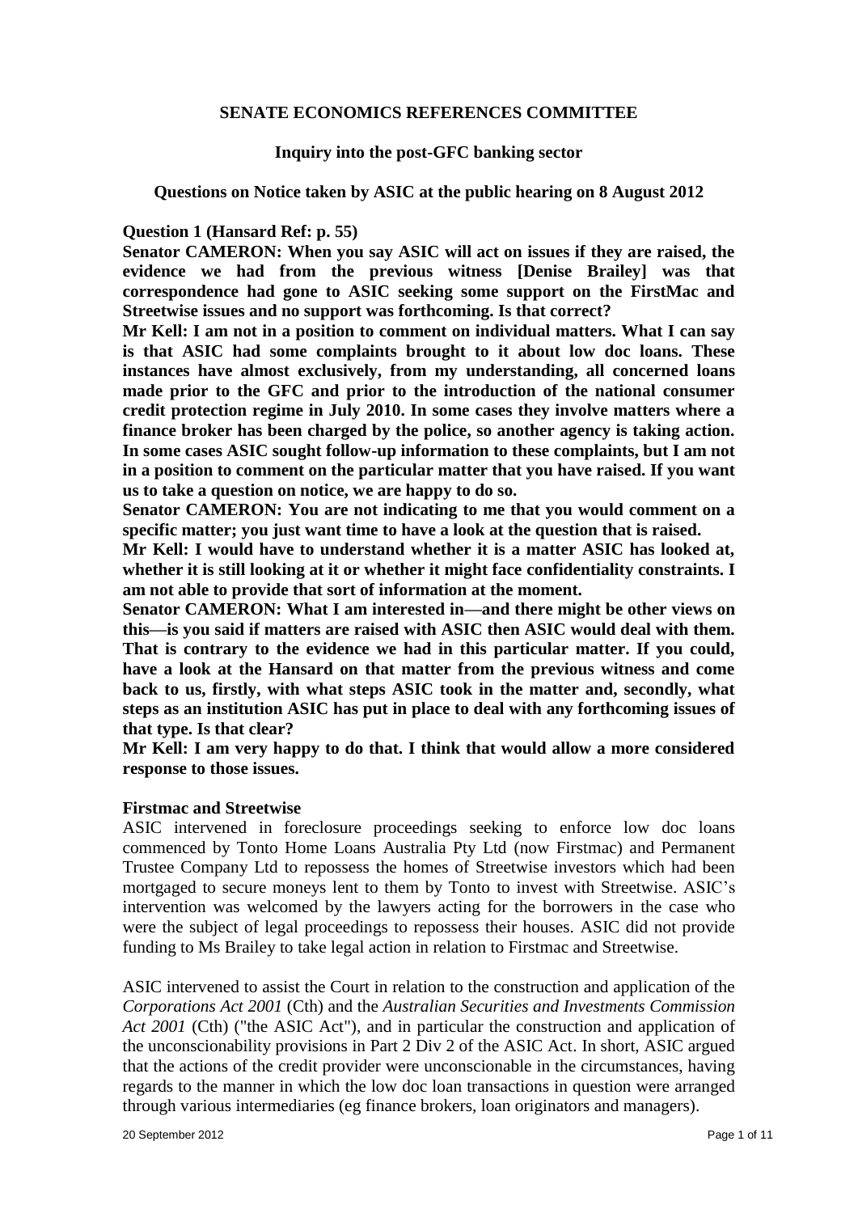**SENATE ECONOMICS REFERENCES COMMITTEE**

**Inquiry into the post-GFC banking sector**

**Questions on Notice taken by ASIC at the public hearing on 8 August 2012**

**Question 1 (Hansard Ref: p. 55)**

**Senator CAMERON: When you say ASIC will act on issues if they are raised, the evidence we had from the previous witness [Denise Brailey] was that correspondence had gone to ASIC seeking some support on the FirstMac and Streetwise issues and no support was forthcoming. Is that correct?**

**Mr Kell: I am not in a position to comment on individual matters. What I can say is that ASIC had some complaints brought to it about low doc loans. These instances have almost exclusively, from my understanding, all concerned loans made prior to the GFC and prior to the introduction of the national consumer credit protection regime in July 2010. In some cases they involve matters where a finance broker has been charged by the police, so another agency is taking action. In some cases ASIC sought follow-up information to these complaints, but I am not in a position to comment on the particular matter that you have raised. If you want us to take a question on notice, we are happy to do so.**

**Senator CAMERON: You are not indicating to me that you would comment on a specific matter; you just want time to have a look at the question that is raised.**

**Mr Kell: I would have to understand whether it is a matter ASIC has looked at, whether it is still looking at it or whether it might face confidentiality constraints. I am not able to provide that sort of information at the moment.**

**Senator CAMERON: What I am interested in—and there might be other views on this—is you said if matters are raised with ASIC then ASIC would deal with them. That is contrary to the evidence we had in this particular matter. If you could, have a look at the Hansard on that matter from the previous witness and come back to us, firstly, with what steps ASIC took in the matter and, secondly, what steps as an institution ASIC has put in place to deal with any forthcoming issues of that type. Is that clear?**

**Mr Kell: I am very happy to do that. I think that would allow a more considered response to those issues.**

**Firstmac and Streetwise**

ASIC intervened in foreclosure proceedings seeking to enforce low doc loans commenced by Tonto Home Loans Australia Pty Ltd (now Firstmac) and Permanent Trustee Company Ltd to repossess the homes of Streetwise investors which had been mortgaged to secure moneys lent to them by Tonto to invest with Streetwise. ASIC's intervention was welcomed by the lawyers acting for the borrowers in the case who were the subject of legal proceedings to repossess their houses. ASIC did not provide funding to Ms Brailey to take legal action in relation to Firstmac and Streetwise.

ASIC intervened to assist the Court in relation to the construction and application of the *Corporations Act 2001* (Cth) and the *Australian Securities and Investments Commission Act 2001* (Cth) ("the ASIC Act"), and in particular the construction and application of the unconscionability provisions in Part 2 Div 2 of the ASIC Act. In short, ASIC argued that the actions of the credit provider were unconscionable in the circumstances, having regards to the manner in which the low doc loan transactions in question were arranged through various intermediaries (eg finance brokers, loan originators and managers).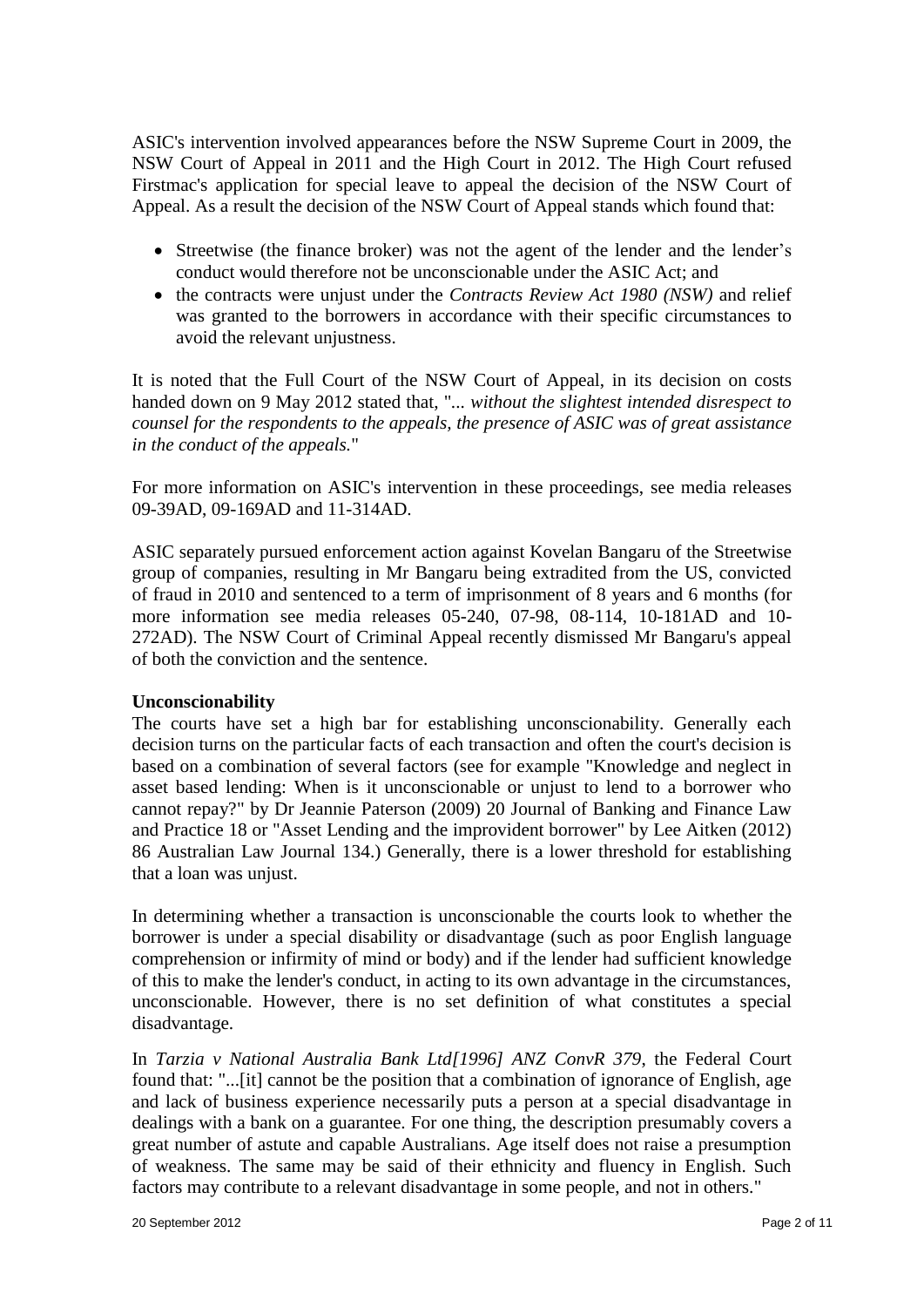ASIC's intervention involved appearances before the NSW Supreme Court in 2009, the NSW Court of Appeal in 2011 and the High Court in 2012. The High Court refused Firstmac's application for special leave to appeal the decision of the NSW Court of Appeal. As a result the decision of the NSW Court of Appeal stands which found that:

- Streetwise (the finance broker) was not the agent of the lender and the lender's conduct would therefore not be unconscionable under the ASIC Act; and
- the contracts were unjust under the *Contracts Review Act 1980 (NSW)* and relief was granted to the borrowers in accordance with their specific circumstances to avoid the relevant unjustness.

It is noted that the Full Court of the NSW Court of Appeal, in its decision on costs handed down on 9 May 2012 stated that, "*... without the slightest intended disrespect to counsel for the respondents to the appeals, the presence of ASIC was of great assistance in the conduct of the appeals.*"

For more information on ASIC's intervention in these proceedings, see media releases 09-39AD, 09-169AD and 11-314AD.

ASIC separately pursued enforcement action against Kovelan Bangaru of the Streetwise group of companies, resulting in Mr Bangaru being extradited from the US, convicted of fraud in 2010 and sentenced to a term of imprisonment of 8 years and 6 months (for more information see media releases 05-240, 07-98, 08-114, 10-181AD and 10-272AD). The NSW Court of Criminal Appeal recently dismissed Mr Bangaru's appeal of both the conviction and the sentence.

**Unconscionability**

The courts have set a high bar for establishing unconscionability. Generally each decision turns on the particular facts of each transaction and often the court's decision is based on a combination of several factors (see for example "Knowledge and neglect in asset based lending: When is it unconscionable or unjust to lend to a borrower who cannot repay?" by Dr Jeannie Paterson (2009) 20 Journal of Banking and Finance Law and Practice 18 or "Asset Lending and the improvident borrower" by Lee Aitken (2012) 86 Australian Law Journal 134.) Generally, there is a lower threshold for establishing that a loan was unjust.

In determining whether a transaction is unconscionable the courts look to whether the borrower is under a special disability or disadvantage (such as poor English language comprehension or infirmity of mind or body) and if the lender had sufficient knowledge of this to make the lender's conduct, in acting to its own advantage in the circumstances, unconscionable. However, there is no set definition of what constitutes a special disadvantage.

In *Tarzia v National Australia Bank Ltd[1996] ANZ ConvR 379*, the Federal Court found that: "...[it] cannot be the position that a combination of ignorance of English, age and lack of business experience necessarily puts a person at a special disadvantage in dealings with a bank on a guarantee. For one thing, the description presumably covers a great number of astute and capable Australians. Age itself does not raise a presumption of weakness. The same may be said of their ethnicity and fluency in English. Such factors may contribute to a relevant disadvantage in some people, and not in others."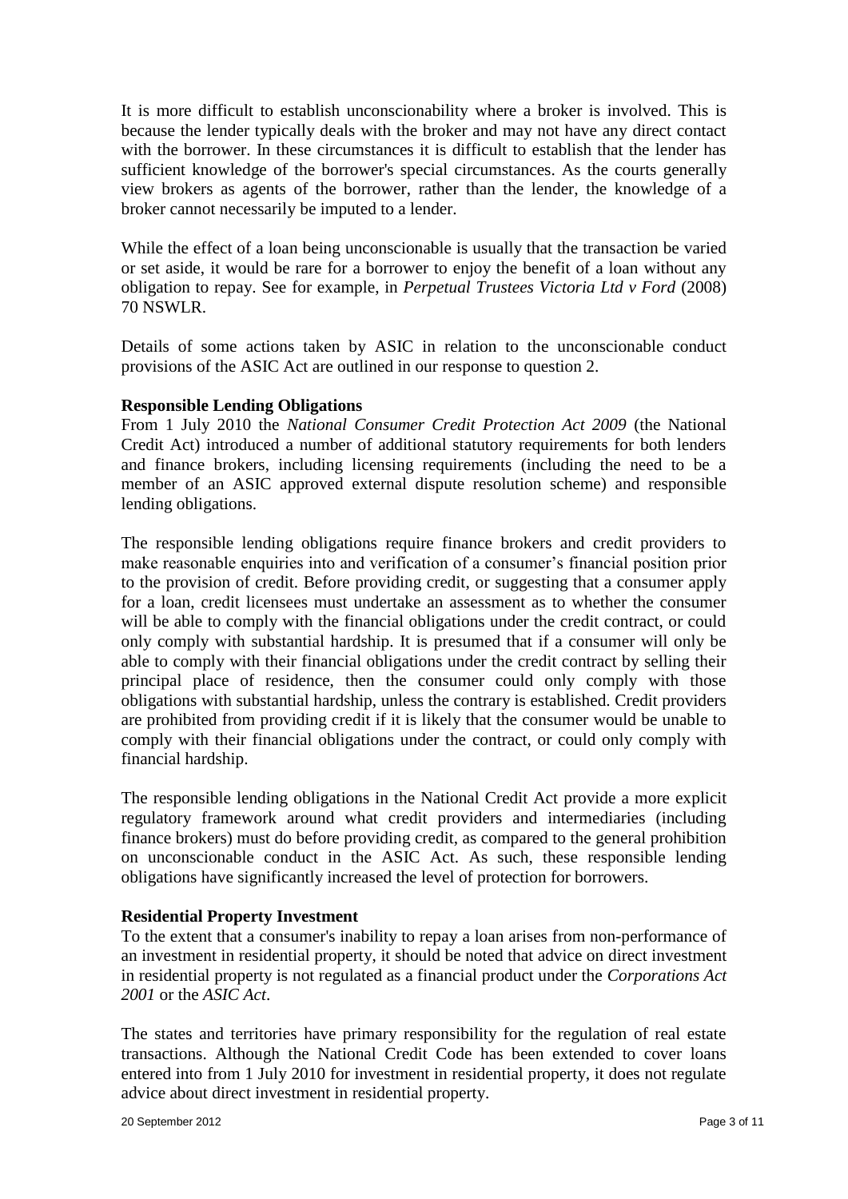It is more difficult to establish unconscionability where a broker is involved. This is because the lender typically deals with the broker and may not have any direct contact with the borrower. In these circumstances it is difficult to establish that the lender has sufficient knowledge of the borrower's special circumstances. As the courts generally view brokers as agents of the borrower, rather than the lender, the knowledge of a broker cannot necessarily be imputed to a lender.

While the effect of a loan being unconscionable is usually that the transaction be varied or set aside, it would be rare for a borrower to enjoy the benefit of a loan without any obligation to repay. See for example, in *Perpetual Trustees Victoria Ltd v Ford* (2008) 70 NSWLR.

Details of some actions taken by ASIC in relation to the unconscionable conduct provisions of the ASIC Act are outlined in our response to question 2.

**Responsible Lending Obligations**

From 1 July 2010 the *National Consumer Credit Protection Act 2009* (the National Credit Act) introduced a number of additional statutory requirements for both lenders and finance brokers, including licensing requirements (including the need to be a member of an ASIC approved external dispute resolution scheme) and responsible lending obligations.

The responsible lending obligations require finance brokers and credit providers to make reasonable enquiries into and verification of a consumer's financial position prior to the provision of credit. Before providing credit, or suggesting that a consumer apply for a loan, credit licensees must undertake an assessment as to whether the consumer will be able to comply with the financial obligations under the credit contract, or could only comply with substantial hardship. It is presumed that if a consumer will only be able to comply with their financial obligations under the credit contract by selling their principal place of residence, then the consumer could only comply with those obligations with substantial hardship, unless the contrary is established. Credit providers are prohibited from providing credit if it is likely that the consumer would be unable to comply with their financial obligations under the contract, or could only comply with financial hardship.

The responsible lending obligations in the National Credit Act provide a more explicit regulatory framework around what credit providers and intermediaries (including finance brokers) must do before providing credit, as compared to the general prohibition on unconscionable conduct in the ASIC Act. As such, these responsible lending obligations have significantly increased the level of protection for borrowers.

**Residential Property Investment**

To the extent that a consumer's inability to repay a loan arises from non-performance of an investment in residential property, it should be noted that advice on direct investment in residential property is not regulated as a financial product under the *Corporations Act 2001* or the *ASIC Act*.

The states and territories have primary responsibility for the regulation of real estate transactions. Although the National Credit Code has been extended to cover loans entered into from 1 July 2010 for investment in residential property, it does not regulate advice about direct investment in residential property.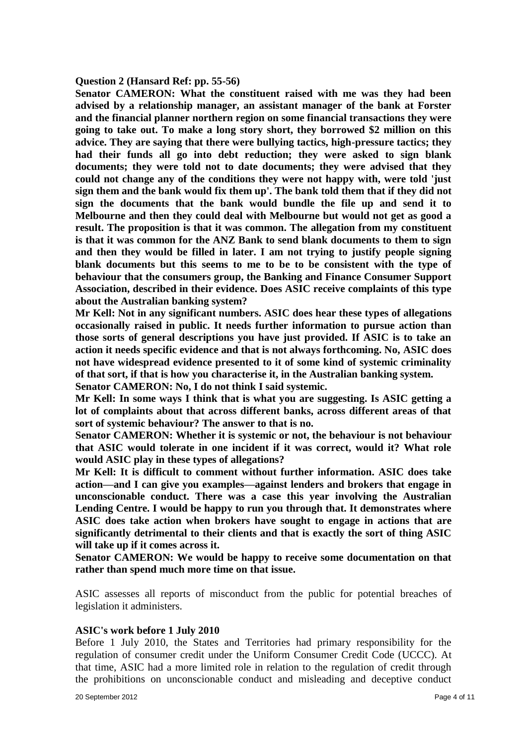**Question 2 (Hansard Ref: pp. 55-56)**

**Senator CAMERON: What the constituent raised with me was they had been advised by a relationship manager, an assistant manager of the bank at Forster and the financial planner northern region on some financial transactions they were going to take out. To make a long story short, they borrowed $2 million on this advice. They are saying that there were bullying tactics, high-pressure tactics; they had their funds all go into debt reduction; they were asked to sign blank documents; they were told not to date documents; they were advised that they could not change any of the conditions they were not happy with, were told 'just sign them and the bank would fix them up'. The bank told them that if they did not sign the documents that the bank would bundle the file up and send it to Melbourne and then they could deal with Melbourne but would not get as good a result. The proposition is that it was common. The allegation from my constituent is that it was common for the ANZ Bank to send blank documents to them to sign and then they would be filled in later. I am not trying to justify people signing blank documents but this seems to me to be to be consistent with the type of behaviour that the consumers group, the Banking and Finance Consumer Support Association, described in their evidence. Does ASIC receive complaints of this type about the Australian banking system?**

**Mr Kell: Not in any significant numbers. ASIC does hear these types of allegations occasionally raised in public. It needs further information to pursue action than those sorts of general descriptions you have just provided. If ASIC is to take an action it needs specific evidence and that is not always forthcoming. No, ASIC does not have widespread evidence presented to it of some kind of systemic criminality of that sort, if that is how you characterise it, in the Australian banking system.**

**Senator CAMERON: No, I do not think I said systemic.**

**Mr Kell: In some ways I think that is what you are suggesting. Is ASIC getting a lot of complaints about that across different banks, across different areas of that sort of systemic behaviour? The answer to that is no.**

**Senator CAMERON: Whether it is systemic or not, the behaviour is not behaviour that ASIC would tolerate in one incident if it was correct, would it? What role would ASIC play in these types of allegations?**

**Mr Kell: It is difficult to comment without further information. ASIC does take action—and I can give you examples—against lenders and brokers that engage in unconscionable conduct. There was a case this year involving the Australian Lending Centre. I would be happy to run you through that. It demonstrates where ASIC does take action when brokers have sought to engage in actions that are significantly detrimental to their clients and that is exactly the sort of thing ASIC will take up if it comes across it.**

**Senator CAMERON: We would be happy to receive some documentation on that rather than spend much more time on that issue.**

ASIC assesses all reports of misconduct from the public for potential breaches of legislation it administers.

**ASIC's work before 1 July 2010**

Before 1 July 2010, the States and Territories had primary responsibility for the regulation of consumer credit under the Uniform Consumer Credit Code (UCCC). At that time, ASIC had a more limited role in relation to the regulation of credit through the prohibitions on unconscionable conduct and misleading and deceptive conduct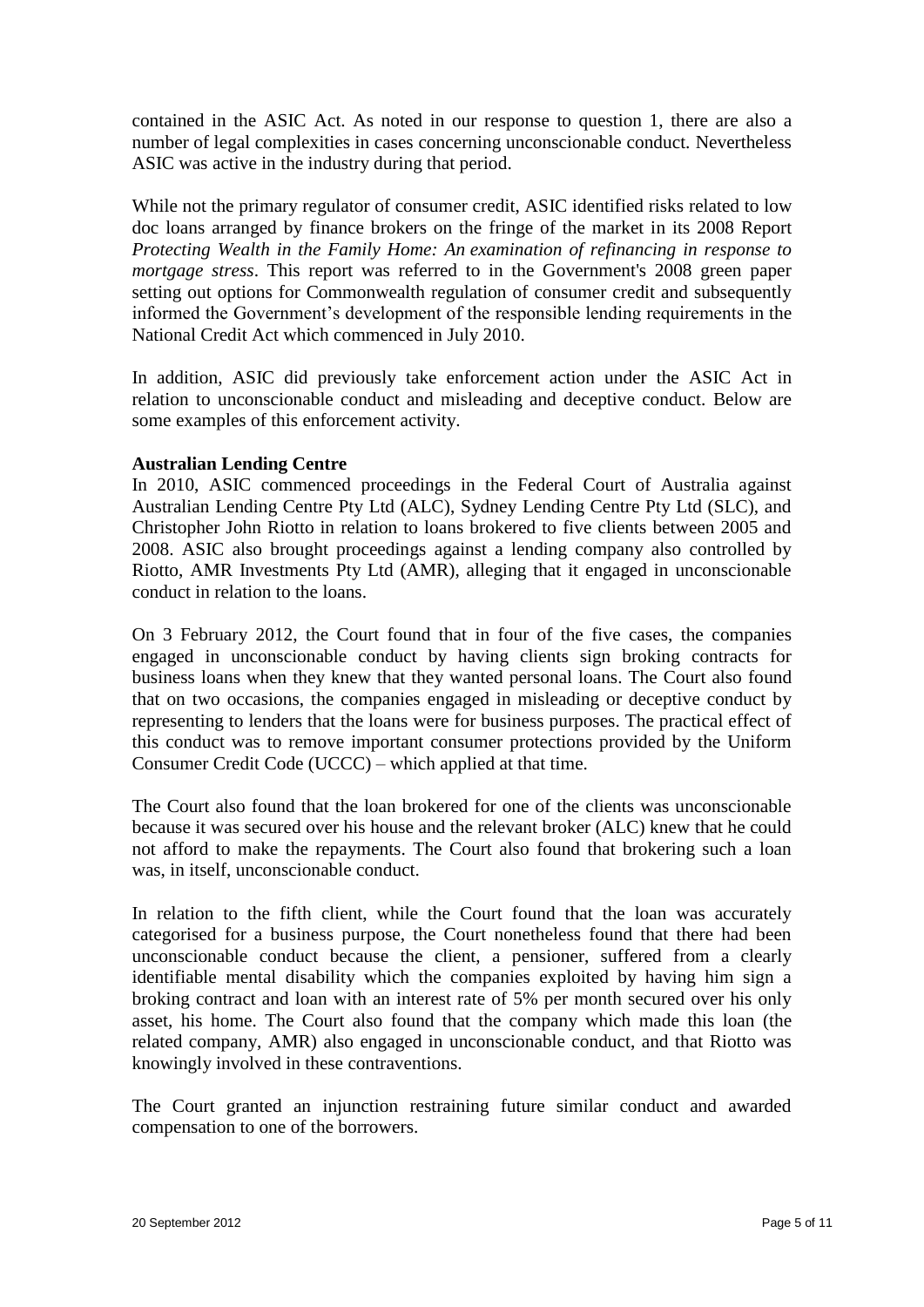contained in the ASIC Act. As noted in our response to question 1, there are also a number of legal complexities in cases concerning unconscionable conduct. Nevertheless ASIC was active in the industry during that period.

While not the primary regulator of consumer credit, ASIC identified risks related to low doc loans arranged by finance brokers on the fringe of the market in its 2008 Report *Protecting Wealth in the Family Home: An examination of refinancing in response to mortgage stress*. This report was referred to in the Government's 2008 green paper setting out options for Commonwealth regulation of consumer credit and subsequently informed the Government's development of the responsible lending requirements in the National Credit Act which commenced in July 2010.

In addition, ASIC did previously take enforcement action under the ASIC Act in relation to unconscionable conduct and misleading and deceptive conduct. Below are some examples of this enforcement activity.

**Australian Lending Centre**

In 2010, ASIC commenced proceedings in the Federal Court of Australia against Australian Lending Centre Pty Ltd (ALC), Sydney Lending Centre Pty Ltd (SLC), and Christopher John Riotto in relation to loans brokered to five clients between 2005 and 2008. ASIC also brought proceedings against a lending company also controlled by Riotto, AMR Investments Pty Ltd (AMR), alleging that it engaged in unconscionable conduct in relation to the loans.

On 3 February 2012, the Court found that in four of the five cases, the companies engaged in unconscionable conduct by having clients sign broking contracts for business loans when they knew that they wanted personal loans. The Court also found that on two occasions, the companies engaged in misleading or deceptive conduct by representing to lenders that the loans were for business purposes. The practical effect of this conduct was to remove important consumer protections provided by the Uniform Consumer Credit Code (UCCC) – which applied at that time.

The Court also found that the loan brokered for one of the clients was unconscionable because it was secured over his house and the relevant broker (ALC) knew that he could not afford to make the repayments. The Court also found that brokering such a loan was, in itself, unconscionable conduct.

In relation to the fifth client, while the Court found that the loan was accurately categorised for a business purpose, the Court nonetheless found that there had been unconscionable conduct because the client, a pensioner, suffered from a clearly identifiable mental disability which the companies exploited by having him sign a broking contract and loan with an interest rate of 5% per month secured over his only asset, his home. The Court also found that the company which made this loan (the related company, AMR) also engaged in unconscionable conduct, and that Riotto was knowingly involved in these contraventions.

The Court granted an injunction restraining future similar conduct and awarded compensation to one of the borrowers.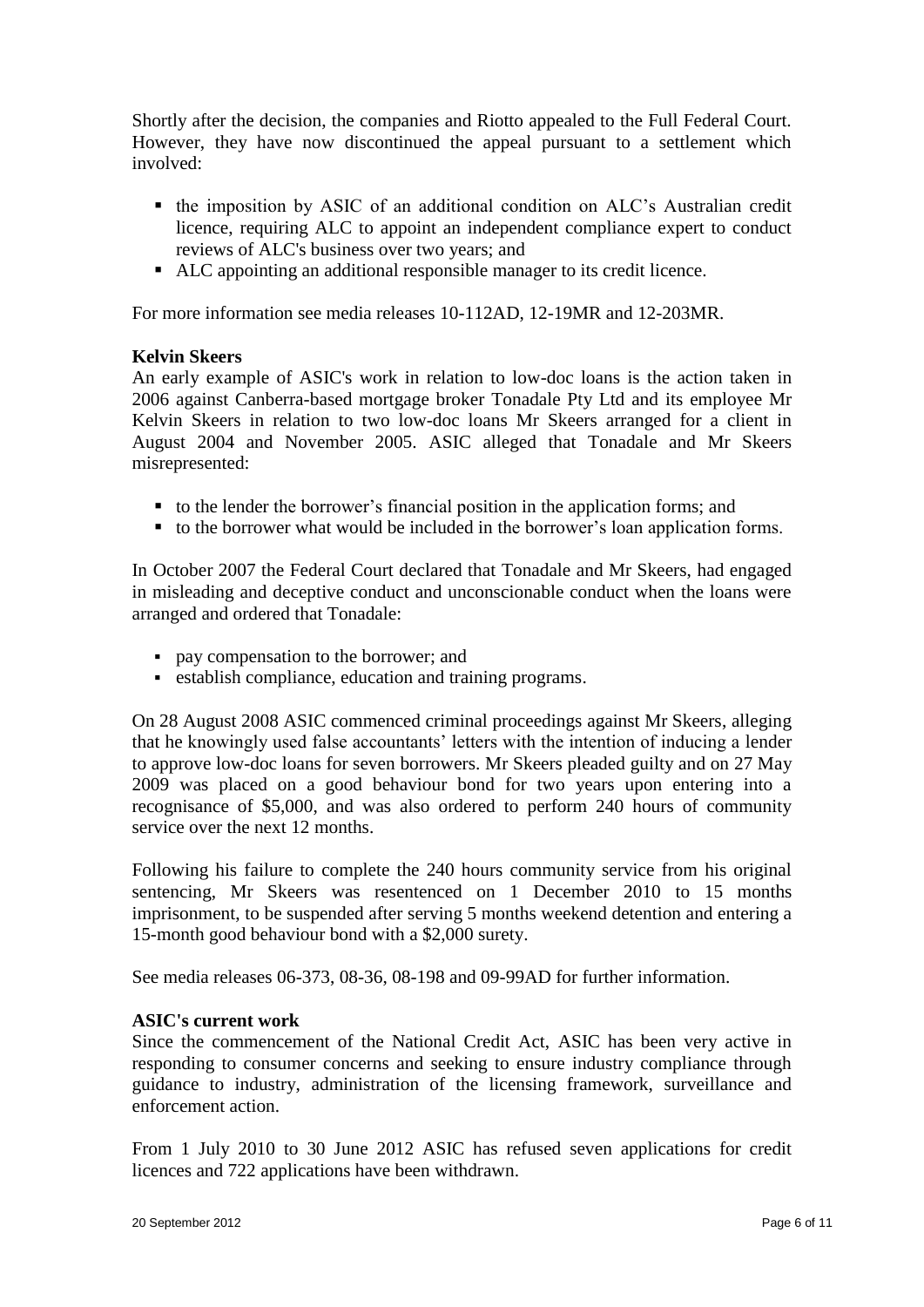Shortly after the decision, the companies and Riotto appealed to the Full Federal Court. However, they have now discontinued the appeal pursuant to a settlement which involved:

- the imposition by ASIC of an additional condition on ALC's Australian credit licence, requiring ALC to appoint an independent compliance expert to conduct reviews of ALC's business over two years; and
- ALC appointing an additional responsible manager to its credit licence.

For more information see media releases 10-112AD, 12-19MR and 12-203MR.

**Kelvin Skeers**

An early example of ASIC's work in relation to low-doc loans is the action taken in 2006 against Canberra-based mortgage broker Tonadale Pty Ltd and its employee Mr Kelvin Skeers in relation to two low-doc loans Mr Skeers arranged for a client in August 2004 and November 2005. ASIC alleged that Tonadale and Mr Skeers misrepresented:

- to the lender the borrower's financial position in the application forms; and
- to the borrower what would be included in the borrower's loan application forms.

In October 2007 the Federal Court declared that Tonadale and Mr Skeers, had engaged in misleading and deceptive conduct and unconscionable conduct when the loans were arranged and ordered that Tonadale:

- pay compensation to the borrower; and
- establish compliance, education and training programs.

On 28 August 2008 ASIC commenced criminal proceedings against Mr Skeers, alleging that he knowingly used false accountants' letters with the intention of inducing a lender to approve low-doc loans for seven borrowers. Mr Skeers pleaded guilty and on 27 May 2009 was placed on a good behaviour bond for two years upon entering into a recognisance of $5,000, and was also ordered to perform 240 hours of community service over the next 12 months.

Following his failure to complete the 240 hours community service from his original sentencing, Mr Skeers was resentenced on 1 December 2010 to 15 months imprisonment, to be suspended after serving 5 months weekend detention and entering a 15-month good behaviour bond with a $2,000 surety.

See media releases 06-373, 08-36, 08-198 and 09-99AD for further information.

**ASIC's current work**

Since the commencement of the National Credit Act, ASIC has been very active in responding to consumer concerns and seeking to ensure industry compliance through guidance to industry, administration of the licensing framework, surveillance and enforcement action.

From 1 July 2010 to 30 June 2012 ASIC has refused seven applications for credit licences and 722 applications have been withdrawn.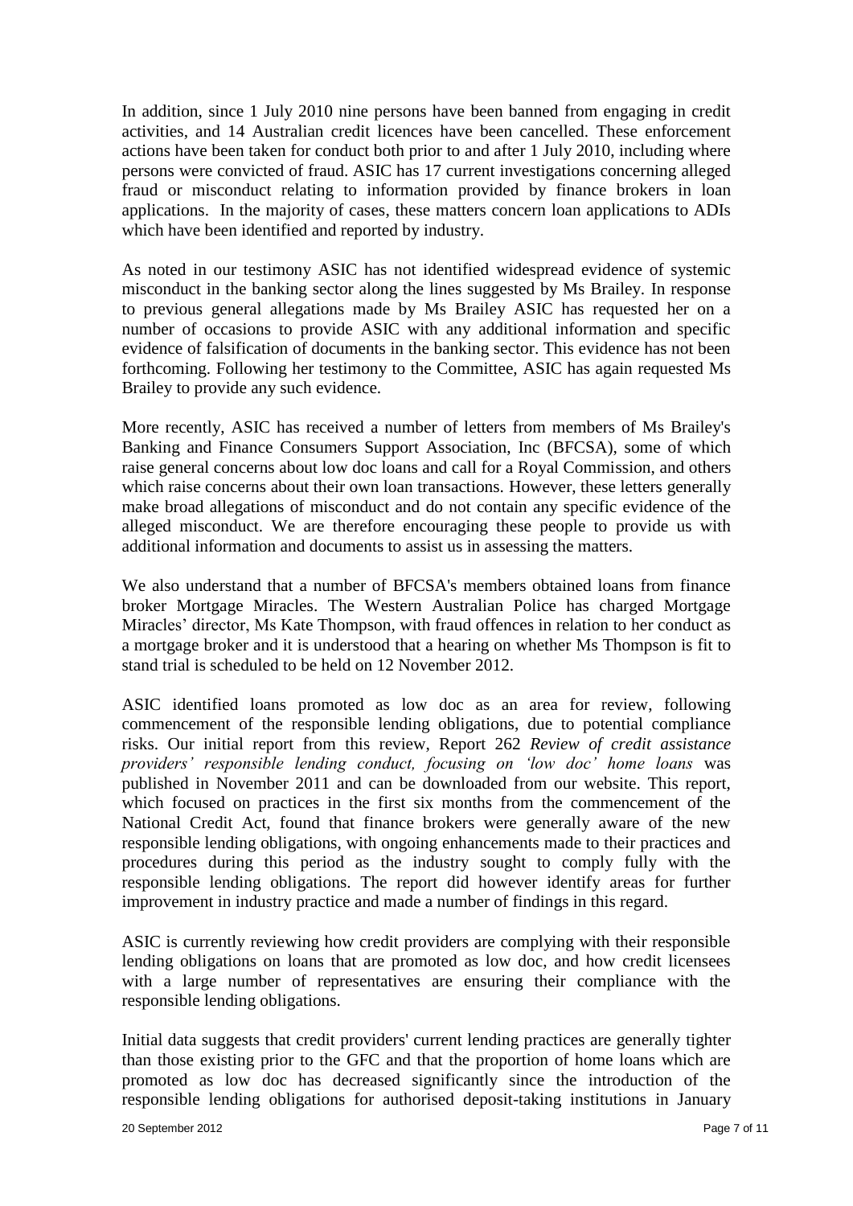In addition, since 1 July 2010 nine persons have been banned from engaging in credit activities, and 14 Australian credit licences have been cancelled. These enforcement actions have been taken for conduct both prior to and after 1 July 2010, including where persons were convicted of fraud. ASIC has 17 current investigations concerning alleged fraud or misconduct relating to information provided by finance brokers in loan applications. In the majority of cases, these matters concern loan applications to ADIs which have been identified and reported by industry.

As noted in our testimony ASIC has not identified widespread evidence of systemic misconduct in the banking sector along the lines suggested by Ms Brailey. In response to previous general allegations made by Ms Brailey ASIC has requested her on a number of occasions to provide ASIC with any additional information and specific evidence of falsification of documents in the banking sector. This evidence has not been forthcoming. Following her testimony to the Committee, ASIC has again requested Ms Brailey to provide any such evidence.

More recently, ASIC has received a number of letters from members of Ms Brailey's Banking and Finance Consumers Support Association, Inc (BFCSA), some of which raise general concerns about low doc loans and call for a Royal Commission, and others which raise concerns about their own loan transactions. However, these letters generally make broad allegations of misconduct and do not contain any specific evidence of the alleged misconduct. We are therefore encouraging these people to provide us with additional information and documents to assist us in assessing the matters.

We also understand that a number of BFCSA's members obtained loans from finance broker Mortgage Miracles. The Western Australian Police has charged Mortgage Miracles' director, Ms Kate Thompson, with fraud offences in relation to her conduct as a mortgage broker and it is understood that a hearing on whether Ms Thompson is fit to stand trial is scheduled to be held on 12 November 2012.

ASIC identified loans promoted as low doc as an area for review, following commencement of the responsible lending obligations, due to potential compliance risks. Our initial report from this review, Report 262 *Review of credit assistance providers' responsible lending conduct, focusing on 'low doc' home loans* was published in November 2011 and can be downloaded from our website. This report, which focused on practices in the first six months from the commencement of the National Credit Act, found that finance brokers were generally aware of the new responsible lending obligations, with ongoing enhancements made to their practices and procedures during this period as the industry sought to comply fully with the responsible lending obligations. The report did however identify areas for further improvement in industry practice and made a number of findings in this regard.

ASIC is currently reviewing how credit providers are complying with their responsible lending obligations on loans that are promoted as low doc, and how credit licensees with a large number of representatives are ensuring their compliance with the responsible lending obligations.

Initial data suggests that credit providers' current lending practices are generally tighter than those existing prior to the GFC and that the proportion of home loans which are promoted as low doc has decreased significantly since the introduction of the responsible lending obligations for authorised deposit-taking institutions in January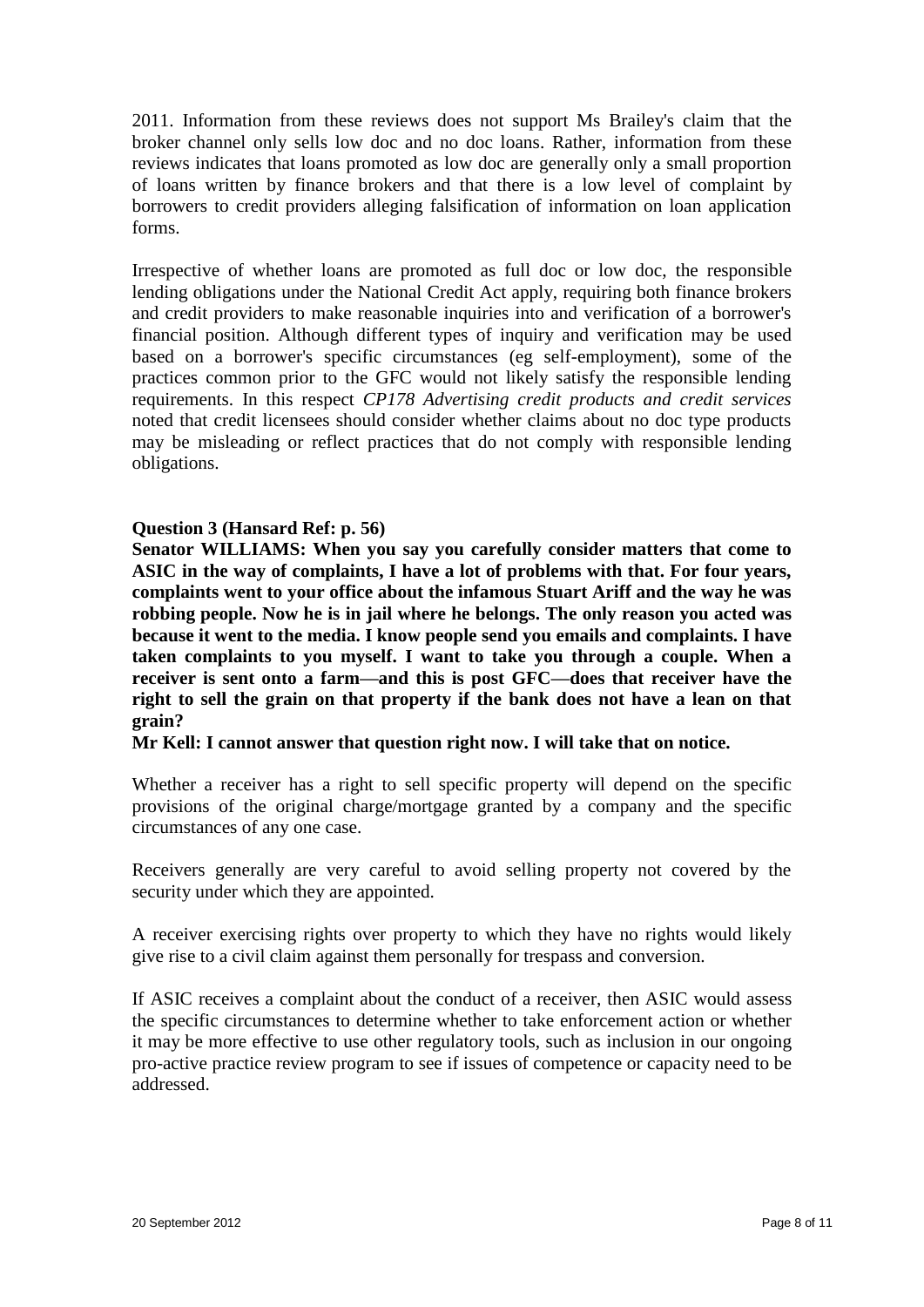2011. Information from these reviews does not support Ms Brailey's claim that the broker channel only sells low doc and no doc loans. Rather, information from these reviews indicates that loans promoted as low doc are generally only a small proportion of loans written by finance brokers and that there is a low level of complaint by borrowers to credit providers alleging falsification of information on loan application forms.

Irrespective of whether loans are promoted as full doc or low doc, the responsible lending obligations under the National Credit Act apply, requiring both finance brokers and credit providers to make reasonable inquiries into and verification of a borrower's financial position. Although different types of inquiry and verification may be used based on a borrower's specific circumstances (eg self-employment), some of the practices common prior to the GFC would not likely satisfy the responsible lending requirements. In this respect *CP178 Advertising credit products and credit services* noted that credit licensees should consider whether claims about no doc type products may be misleading or reflect practices that do not comply with responsible lending obligations.

**Question 3 (Hansard Ref: p. 56)**

**Senator WILLIAMS: When you say you carefully consider matters that come to ASIC in the way of complaints, I have a lot of problems with that. For four years, complaints went to your office about the infamous Stuart Ariff and the way he was robbing people. Now he is in jail where he belongs. The only reason you acted was because it went to the media. I know people send you emails and complaints. I have taken complaints to you myself. I want to take you through a couple. When a receiver is sent onto a farm—and this is post GFC—does that receiver have the right to sell the grain on that property if the bank does not have a lean on that grain?**

**Mr Kell: I cannot answer that question right now. I will take that on notice.**

Whether a receiver has a right to sell specific property will depend on the specific provisions of the original charge/mortgage granted by a company and the specific circumstances of any one case.

Receivers generally are very careful to avoid selling property not covered by the security under which they are appointed.

A receiver exercising rights over property to which they have no rights would likely give rise to a civil claim against them personally for trespass and conversion.

If ASIC receives a complaint about the conduct of a receiver, then ASIC would assess the specific circumstances to determine whether to take enforcement action or whether it may be more effective to use other regulatory tools, such as inclusion in our ongoing pro-active practice review program to see if issues of competence or capacity need to be addressed.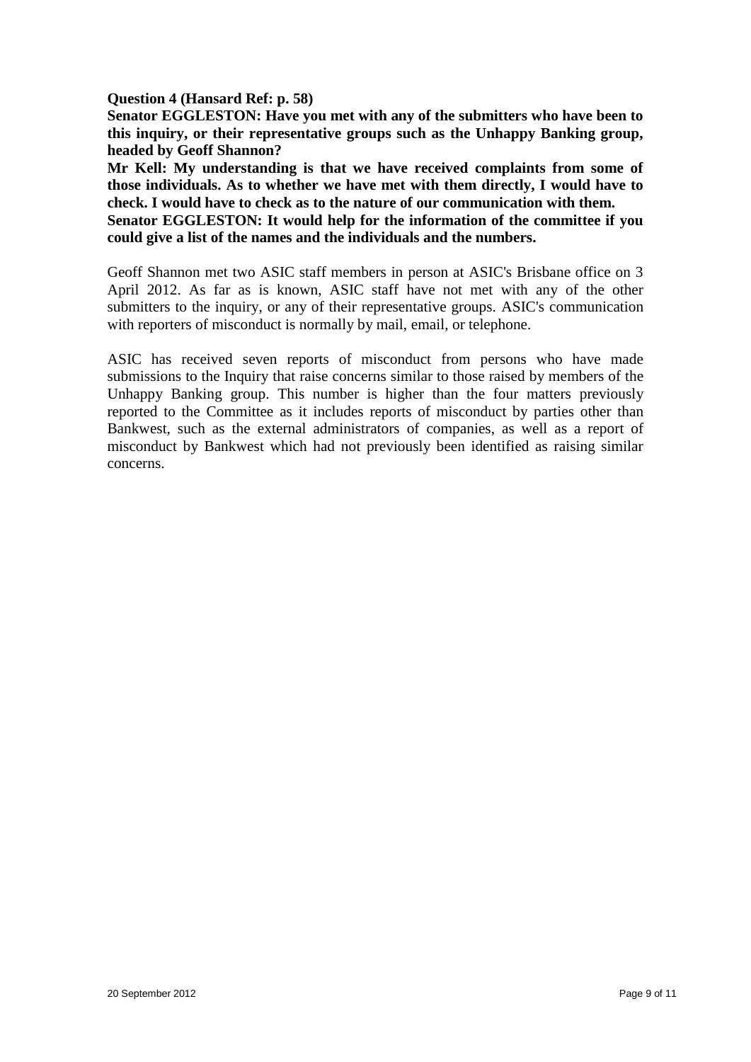**Question 4 (Hansard Ref: p. 58)**

**Senator EGGLESTON: Have you met with any of the submitters who have been to this inquiry, or their representative groups such as the Unhappy Banking group, headed by Geoff Shannon?**

**Mr Kell: My understanding is that we have received complaints from some of those individuals. As to whether we have met with them directly, I would have to check. I would have to check as to the nature of our communication with them.**

**Senator EGGLESTON: It would help for the information of the committee if you could give a list of the names and the individuals and the numbers.**

Geoff Shannon met two ASIC staff members in person at ASIC's Brisbane office on 3 April 2012. As far as is known, ASIC staff have not met with any of the other submitters to the inquiry, or any of their representative groups. ASIC's communication with reporters of misconduct is normally by mail, email, or telephone.

ASIC has received seven reports of misconduct from persons who have made submissions to the Inquiry that raise concerns similar to those raised by members of the Unhappy Banking group. This number is higher than the four matters previously reported to the Committee as it includes reports of misconduct by parties other than Bankwest, such as the external administrators of companies, as well as a report of misconduct by Bankwest which had not previously been identified as raising similar concerns.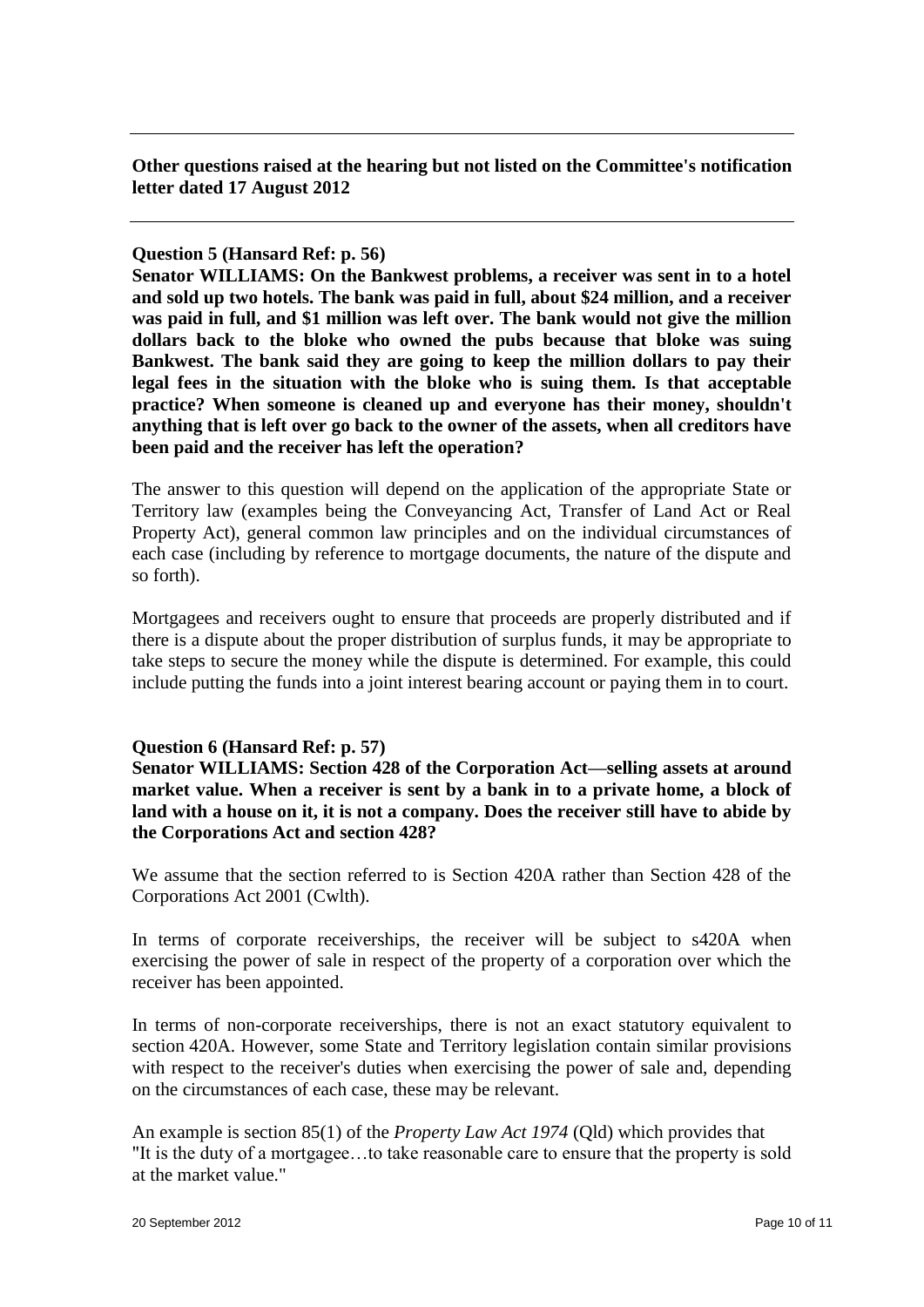**Other questions raised at the hearing but not listed on the Committee's notification letter dated 17 August 2012**

**Question 5 (Hansard Ref: p. 56)**

**Senator WILLIAMS: On the Bankwest problems, a receiver was sent in to a hotel and sold up two hotels. The bank was paid in full, about $24 million, and a receiver was paid in full, and $1 million was left over. The bank would not give the million dollars back to the bloke who owned the pubs because that bloke was suing Bankwest. The bank said they are going to keep the million dollars to pay their legal fees in the situation with the bloke who is suing them. Is that acceptable practice? When someone is cleaned up and everyone has their money, shouldn't anything that is left over go back to the owner of the assets, when all creditors have been paid and the receiver has left the operation?**

The answer to this question will depend on the application of the appropriate State or Territory law (examples being the Conveyancing Act, Transfer of Land Act or Real Property Act), general common law principles and on the individual circumstances of each case (including by reference to mortgage documents, the nature of the dispute and so forth).

Mortgagees and receivers ought to ensure that proceeds are properly distributed and if there is a dispute about the proper distribution of surplus funds, it may be appropriate to take steps to secure the money while the dispute is determined. For example, this could include putting the funds into a joint interest bearing account or paying them in to court.

**Question 6 (Hansard Ref: p. 57)**

**Senator WILLIAMS: Section 428 of the Corporation Act—selling assets at around market value. When a receiver is sent by a bank in to a private home, a block of land with a house on it, it is not a company. Does the receiver still have to abide by the Corporations Act and section 428?**

We assume that the section referred to is Section 420A rather than Section 428 of the Corporations Act 2001 (Cwlth).

In terms of corporate receiverships, the receiver will be subject to s420A when exercising the power of sale in respect of the property of a corporation over which the receiver has been appointed.

In terms of non-corporate receiverships, there is not an exact statutory equivalent to section 420A. However, some State and Territory legislation contain similar provisions with respect to the receiver's duties when exercising the power of sale and, depending on the circumstances of each case, these may be relevant.

An example is section 85(1) of the *Property Law Act 1974* (Qld) which provides that "It is the duty of a mortgagee…to take reasonable care to ensure that the property is sold at the market value."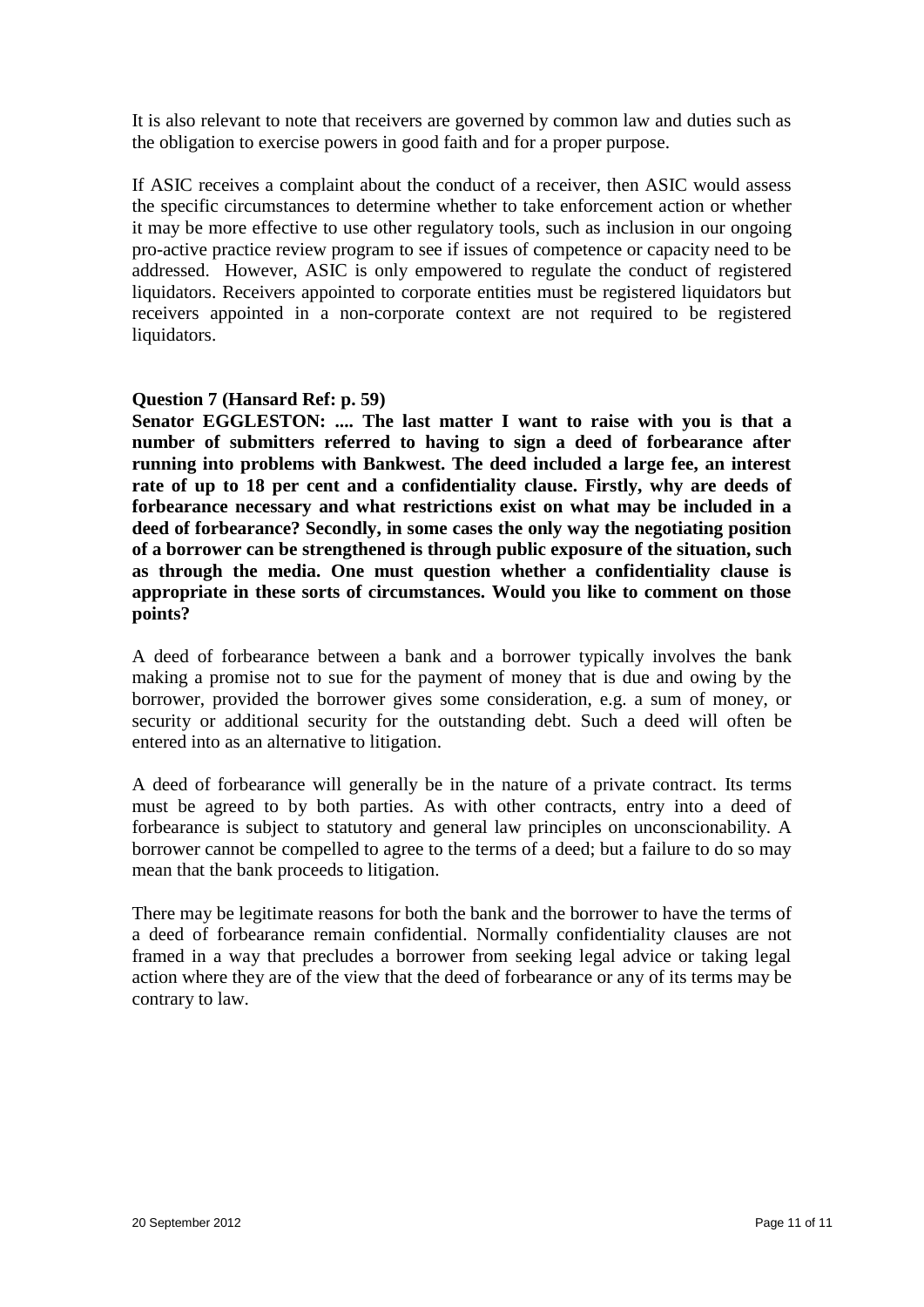It is also relevant to note that receivers are governed by common law and duties such as the obligation to exercise powers in good faith and for a proper purpose.

If ASIC receives a complaint about the conduct of a receiver, then ASIC would assess the specific circumstances to determine whether to take enforcement action or whether it may be more effective to use other regulatory tools, such as inclusion in our ongoing pro-active practice review program to see if issues of competence or capacity need to be addressed. However, ASIC is only empowered to regulate the conduct of registered liquidators. Receivers appointed to corporate entities must be registered liquidators but receivers appointed in a non-corporate context are not required to be registered liquidators.

**Question 7 (Hansard Ref: p. 59)**

**Senator EGGLESTON: .... The last matter I want to raise with you is that a number of submitters referred to having to sign a deed of forbearance after running into problems with Bankwest. The deed included a large fee, an interest rate of up to 18 per cent and a confidentiality clause. Firstly, why are deeds of forbearance necessary and what restrictions exist on what may be included in a deed of forbearance? Secondly, in some cases the only way the negotiating position of a borrower can be strengthened is through public exposure of the situation, such as through the media. One must question whether a confidentiality clause is appropriate in these sorts of circumstances. Would you like to comment on those points?**

A deed of forbearance between a bank and a borrower typically involves the bank making a promise not to sue for the payment of money that is due and owing by the borrower, provided the borrower gives some consideration, e.g. a sum of money, or security or additional security for the outstanding debt. Such a deed will often be entered into as an alternative to litigation.

A deed of forbearance will generally be in the nature of a private contract. Its terms must be agreed to by both parties. As with other contracts, entry into a deed of forbearance is subject to statutory and general law principles on unconscionability. A borrower cannot be compelled to agree to the terms of a deed; but a failure to do so may mean that the bank proceeds to litigation.

There may be legitimate reasons for both the bank and the borrower to have the terms of a deed of forbearance remain confidential. Normally confidentiality clauses are not framed in a way that precludes a borrower from seeking legal advice or taking legal action where they are of the view that the deed of forbearance or any of its terms may be contrary to law.